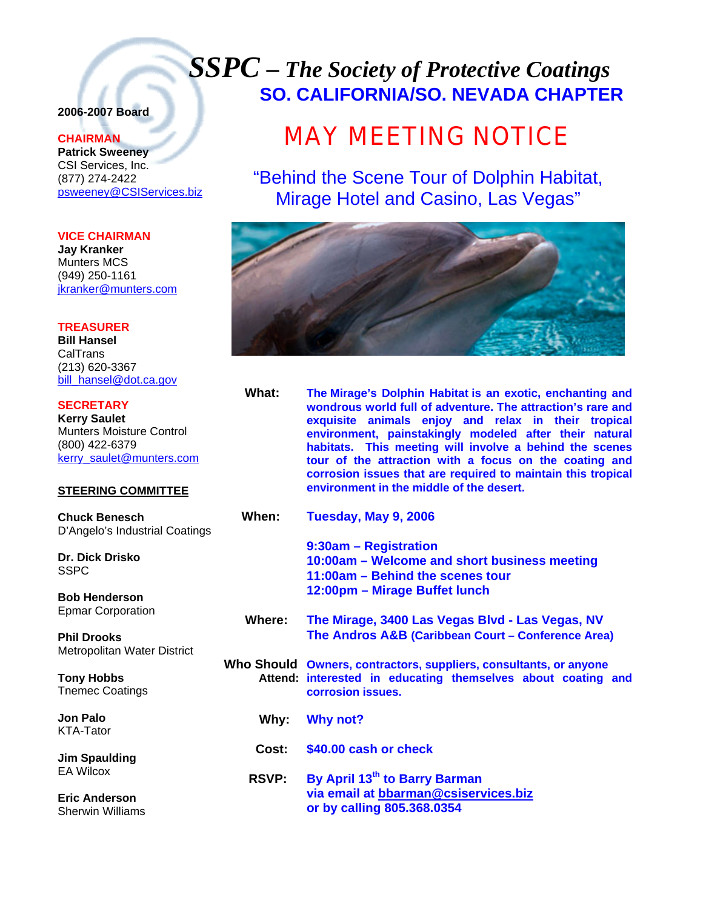# *SSPC – The Society of Protective Coatings*

## SO. CALIFORNIA/SO. NEVADA CHAPTER

# MAY MEETING NOTICE

## "Behind the Scene Tour of Dolphin Habitat, Mirage Hotel and Casino, Las Vegas"

**What:** **The Mirage's Dolphin Habitat is an exotic, enchanting and wondrous world full of adventure. The attraction's rare and exquisite animals enjoy and relax in their tropical environment, painstakingly modeled after their natural habitats. This meeting will involve a behind the scenes tour of the attraction with a focus on the coating and corrosion issues that are required to maintain this tropical environment in the middle of the desert.**

**When:** **Tuesday, May 9, 2006**

**9:30am – Registration**
**10:00am – Welcome and short business meeting**
**11:00am – Behind the scenes tour**
**12:00pm – Mirage Buffet lunch**

**Where:** **The Mirage, 3400 Las Vegas Blvd - Las Vegas, NV**
**The Andros A&B (Caribbean Court – Conference Area)**

**Who Should Attend:** **Owners, contractors, suppliers, consultants, or anyone interested in educating themselves about coating and corrosion issues.**

**Why:** **Why not?**

**Cost:** **$40.00 cash or check**

**RSVP:** **By April 13th to Barry Barman**
**via email at bbarman@csiservices.biz**
**or by calling 805.368.0354**

---

**2006-2007 Board**

**CHAIRMAN**
**Patrick Sweeney**
CSI Services, Inc.
(877) 274-2422
psweeney@CSIServices.biz

**VICE CHAIRMAN**
**Jay Kranker**
Munters MCS
(949) 250-1161
jkranker@munters.com

**TREASURER**
**Bill Hansel**
CalTrans
(213) 620-3367
bill_hansel@dot.ca.gov

**SECRETARY**
**Kerry Saulet**
Munters Moisture Control
(800) 422-6379
kerry_saulet@munters.com

**STEERING COMMITTEE**

**Chuck Benesch**
D'Angelo's Industrial Coatings

**Dr. Dick Drisko**
SSPC

**Bob Henderson**
Epmar Corporation

**Phil Drooks**
Metropolitan Water District

**Tony Hobbs**
Tnemec Coatings

**Jon Palo**
KTA-Tator

**Jim Spaulding**
EA Wilcox

**Eric Anderson**
Sherwin Williams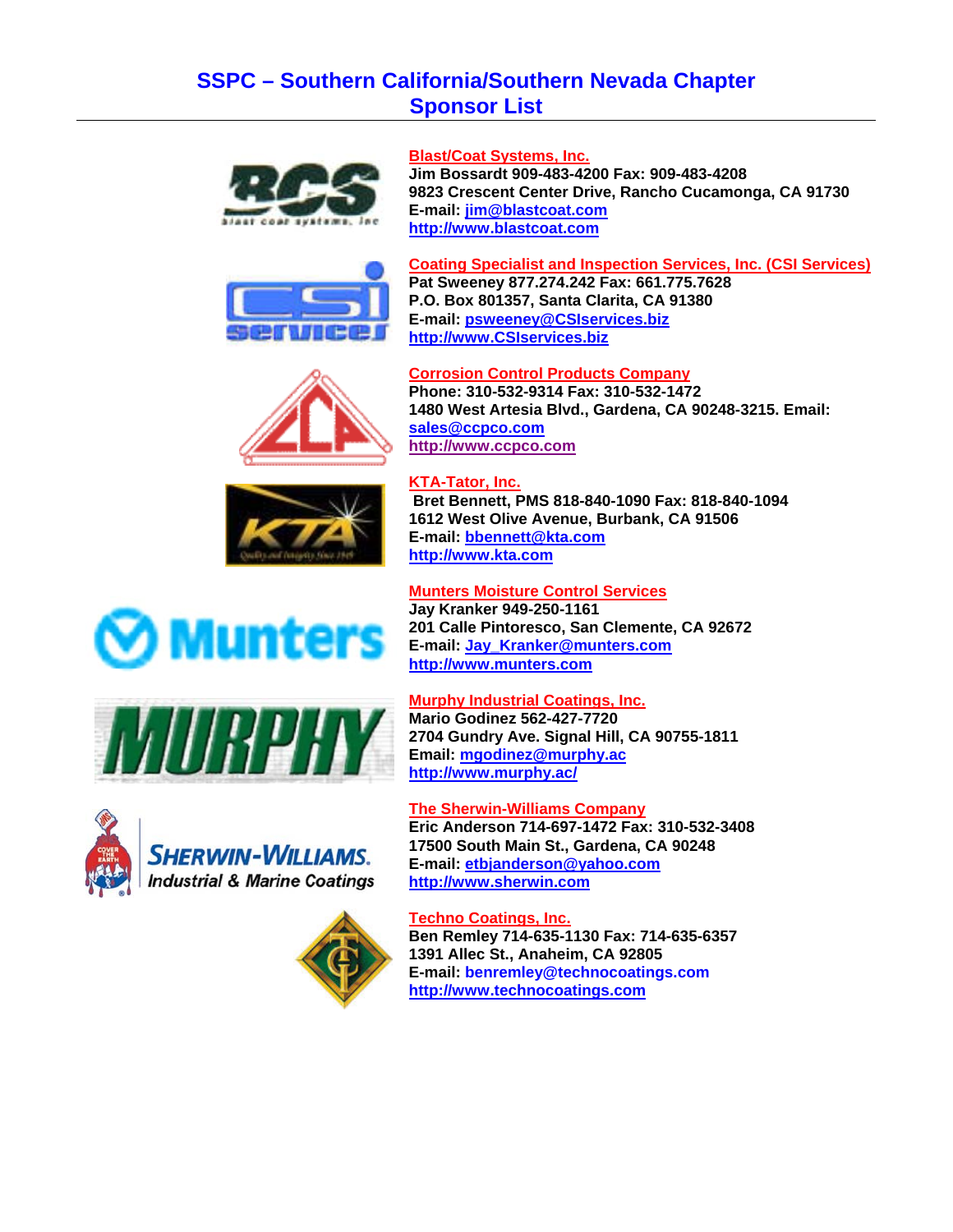# SSPC – Southern California/Southern Nevada Chapter
## Sponsor List

**Blast/Coat Systems, Inc.**
**Jim Bossardt 909-483-4200 Fax: 909-483-4208**
**9823 Crescent Center Drive, Rancho Cucamonga, CA 91730**
**E-mail: jim@blastcoat.com**
**http://www.blastcoat.com**

**Coating Specialist and Inspection Services, Inc. (CSI Services)**
**Pat Sweeney 877.274.242 Fax: 661.775.7628**
**P.O. Box 801357, Santa Clarita, CA 91380**
**E-mail: psweeney@CSIservices.biz**
**http://www.CSIservices.biz**

**Corrosion Control Products Company**
**Phone: 310-532-9314 Fax: 310-532-1472**
**1480 West Artesia Blvd., Gardena, CA 90248-3215. Email: sales@ccpco.com**
**http://www.ccpco.com**

**KTA-Tator, Inc.**
**Bret Bennett, PMS 818-840-1090 Fax: 818-840-1094**
**1612 West Olive Avenue, Burbank, CA 91506**
**E-mail: bbennett@kta.com**
**http://www.kta.com**

**Munters Moisture Control Services**
**Jay Kranker 949-250-1161**
**201 Calle Pintoresco, San Clemente, CA 92672**
**E-mail: Jay_Kranker@munters.com**
**http://www.munters.com**

**Murphy Industrial Coatings, Inc.**
**Mario Godinez 562-427-7720**
**2704 Gundry Ave. Signal Hill, CA 90755-1811**
**Email: mgodinez@murphy.ac**
**http://www.murphy.ac/**

**The Sherwin-Williams Company**
**Eric Anderson 714-697-1472 Fax: 310-532-3408**
**17500 South Main St., Gardena, CA 90248**
**E-mail: etbjanderson@yahoo.com**
**http://www.sherwin.com**

**Techno Coatings, Inc.**
**Ben Remley 714-635-1130 Fax: 714-635-6357**
**1391 Allec St., Anaheim, CA 92805**
**E-mail: benremley@technocoatings.com**
**http://www.technocoatings.com**